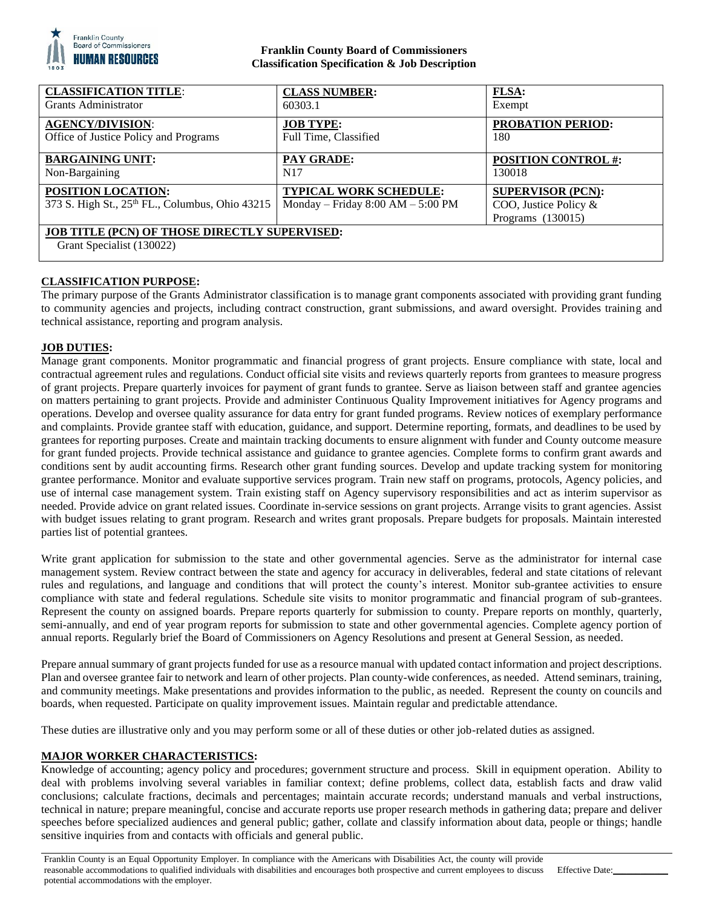**Franklin County Board of Commissioners**
**Classification Specification & Job Description**

| **CLASSIFICATION TITLE**:<br>Grants Administrator | **CLASS NUMBER:**<br>60303.1 | **FLSA:**<br>Exempt |
|---|---|---|
| **AGENCY/DIVISION**:<br>Office of Justice Policy and Programs | **JOB TYPE:**<br>Full Time, Classified | **PROBATION PERIOD:**<br>180 |
| **BARGAINING UNIT:**<br>Non-Bargaining | **PAY GRADE:**<br>N17 | **POSITION CONTROL #:**<br>130018 |
| **POSITION LOCATION:**<br>373 S. High St., 25th FL., Columbus, Ohio 43215 | **TYPICAL WORK SCHEDULE:**<br>Monday – Friday 8:00 AM – 5:00 PM | **SUPERVISOR (PCN):**<br>COO, Justice Policy & Programs (130015) |
| **JOB TITLE (PCN) OF THOSE DIRECTLY SUPERVISED:**<br>Grant Specialist (130022) | | |

## CLASSIFICATION PURPOSE:

The primary purpose of the Grants Administrator classification is to manage grant components associated with providing grant funding to community agencies and projects, including contract construction, grant submissions, and award oversight. Provides training and technical assistance, reporting and program analysis.

## JOB DUTIES:

Manage grant components. Monitor programmatic and financial progress of grant projects. Ensure compliance with state, local and contractual agreement rules and regulations. Conduct official site visits and reviews quarterly reports from grantees to measure progress of grant projects. Prepare quarterly invoices for payment of grant funds to grantee. Serve as liaison between staff and grantee agencies on matters pertaining to grant projects. Provide and administer Continuous Quality Improvement initiatives for Agency programs and operations. Develop and oversee quality assurance for data entry for grant funded programs. Review notices of exemplary performance and complaints. Provide grantee staff with education, guidance, and support. Determine reporting, formats, and deadlines to be used by grantees for reporting purposes. Create and maintain tracking documents to ensure alignment with funder and County outcome measure for grant funded projects. Provide technical assistance and guidance to grantee agencies. Complete forms to confirm grant awards and conditions sent by audit accounting firms. Research other grant funding sources. Develop and update tracking system for monitoring grantee performance. Monitor and evaluate supportive services program. Train new staff on programs, protocols, Agency policies, and use of internal case management system. Train existing staff on Agency supervisory responsibilities and act as interim supervisor as needed. Provide advice on grant related issues. Coordinate in-service sessions on grant projects. Arrange visits to grant agencies. Assist with budget issues relating to grant program. Research and writes grant proposals. Prepare budgets for proposals. Maintain interested parties list of potential grantees.

Write grant application for submission to the state and other governmental agencies. Serve as the administrator for internal case management system. Review contract between the state and agency for accuracy in deliverables, federal and state citations of relevant rules and regulations, and language and conditions that will protect the county's interest. Monitor sub-grantee activities to ensure compliance with state and federal regulations. Schedule site visits to monitor programmatic and financial program of sub-grantees. Represent the county on assigned boards. Prepare reports quarterly for submission to county. Prepare reports on monthly, quarterly, semi-annually, and end of year program reports for submission to state and other governmental agencies. Complete agency portion of annual reports. Regularly brief the Board of Commissioners on Agency Resolutions and present at General Session, as needed.

Prepare annual summary of grant projects funded for use as a resource manual with updated contact information and project descriptions. Plan and oversee grantee fair to network and learn of other projects. Plan county-wide conferences, as needed. Attend seminars, training, and community meetings. Make presentations and provides information to the public, as needed. Represent the county on councils and boards, when requested. Participate on quality improvement issues. Maintain regular and predictable attendance.

These duties are illustrative only and you may perform some or all of these duties or other job-related duties as assigned.

## MAJOR WORKER CHARACTERISTICS:

Knowledge of accounting; agency policy and procedures; government structure and process. Skill in equipment operation. Ability to deal with problems involving several variables in familiar context; define problems, collect data, establish facts and draw valid conclusions; calculate fractions, decimals and percentages; maintain accurate records; understand manuals and verbal instructions, technical in nature; prepare meaningful, concise and accurate reports use proper research methods in gathering data; prepare and deliver speeches before specialized audiences and general public; gather, collate and classify information about data, people or things; handle sensitive inquiries from and contacts with officials and general public.

Franklin County is an Equal Opportunity Employer. In compliance with the Americans with Disabilities Act, the county will provide reasonable accommodations to qualified individuals with disabilities and encourages both prospective and current employees to discuss potential accommodations with the employer. Effective Date:\_\_\_\_\_\_\_\_\_\_\_\_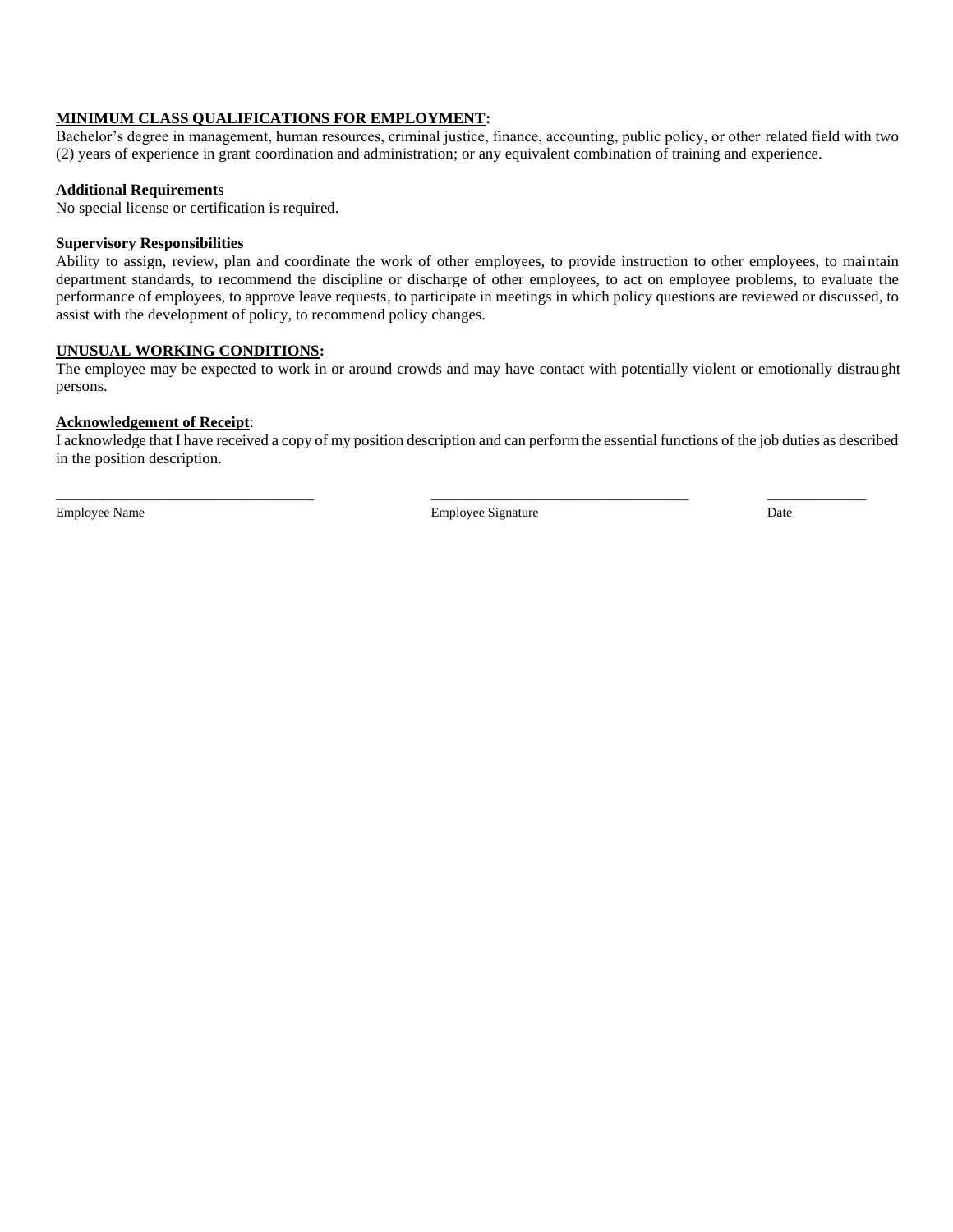**<u>MINIMUM CLASS QUALIFICATIONS FOR EMPLOYMENT</u>:**

Bachelor's degree in management, human resources, criminal justice, finance, accounting, public policy, or other related field with two (2) years of experience in grant coordination and administration; or any equivalent combination of training and experience.

**Additional Requirements**

No special license or certification is required.

**Supervisory Responsibilities**

Ability to assign, review, plan and coordinate the work of other employees, to provide instruction to other employees, to maintain department standards, to recommend the discipline or discharge of other employees, to act on employee problems, to evaluate the performance of employees, to approve leave requests, to participate in meetings in which policy questions are reviewed or discussed, to assist with the development of policy, to recommend policy changes.

**<u>UNUSUAL WORKING CONDITIONS</u>:**

The employee may be expected to work in or around crowds and may have contact with potentially violent or emotionally distraught persons.

**<u>Acknowledgement of Receipt</u>**:

I acknowledge that I have received a copy of my position description and can perform the essential functions of the job duties as described in the position description.

| | | |
|---|---|---|
| ______________________________ | ______________________________ | ____________ |
| Employee Name | Employee Signature | Date |